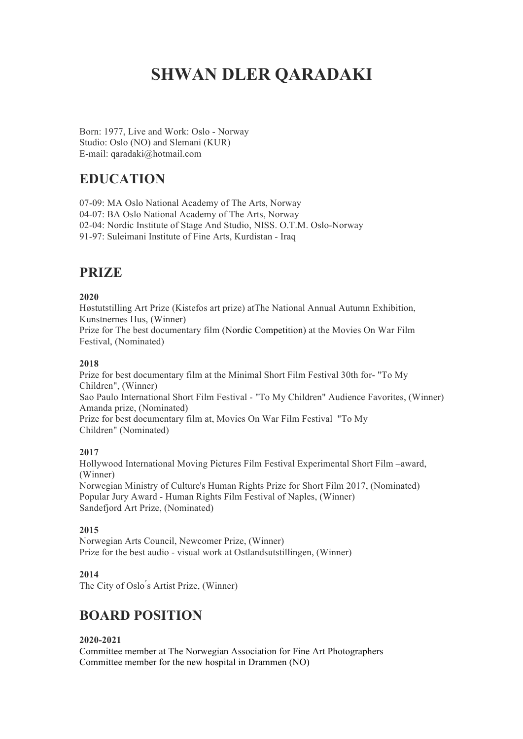# SHWAN DLER QARADAKI

Born: 1977, Live and Work: Oslo - Norway
Studio: Oslo (NO) and Slemani (KUR)
E-mail: qaradaki@hotmail.com

## EDUCATION

07-09: MA Oslo National Academy of The Arts, Norway
04-07: BA Oslo National Academy of The Arts, Norway
02-04: Nordic Institute of Stage And Studio, NISS. O.T.M. Oslo-Norway
91-97: Suleimani Institute of Fine Arts, Kurdistan - Iraq

## PRIZE

**2020**
Høstutstilling Art Prize (Kistefos art prize) atThe National Annual Autumn Exhibition, Kunstnernes Hus, (Winner)
Prize for The best documentary film (Nordic Competition) at the Movies On War Film Festival, (Nominated)

**2018**
Prize for best documentary film at the Minimal Short Film Festival 30th for- "To My Children", (Winner)
Sao Paulo International Short Film Festival - "To My Children" Audience Favorites, (Winner)
Amanda prize, (Nominated)
Prize for best documentary film at, Movies On War Film Festival "To My Children" (Nominated)

**2017**
Hollywood International Moving Pictures Film Festival Experimental Short Film –award, (Winner)
Norwegian Ministry of Culture's Human Rights Prize for Short Film 2017, (Nominated)
Popular Jury Award - Human Rights Film Festival of Naples, (Winner)
Sandefjord Art Prize, (Nominated)

**2015**
Norwegian Arts Council, Newcomer Prize, (Winner)
Prize for the best audio - visual work at Ostlandsutstillingen, (Winner)

**2014**
The City of Oslo´s Artist Prize, (Winner)

## BOARD POSITION

**2020-2021**
Committee member at The Norwegian Association for Fine Art Photographers
Committee member for the new hospital in Drammen (NO)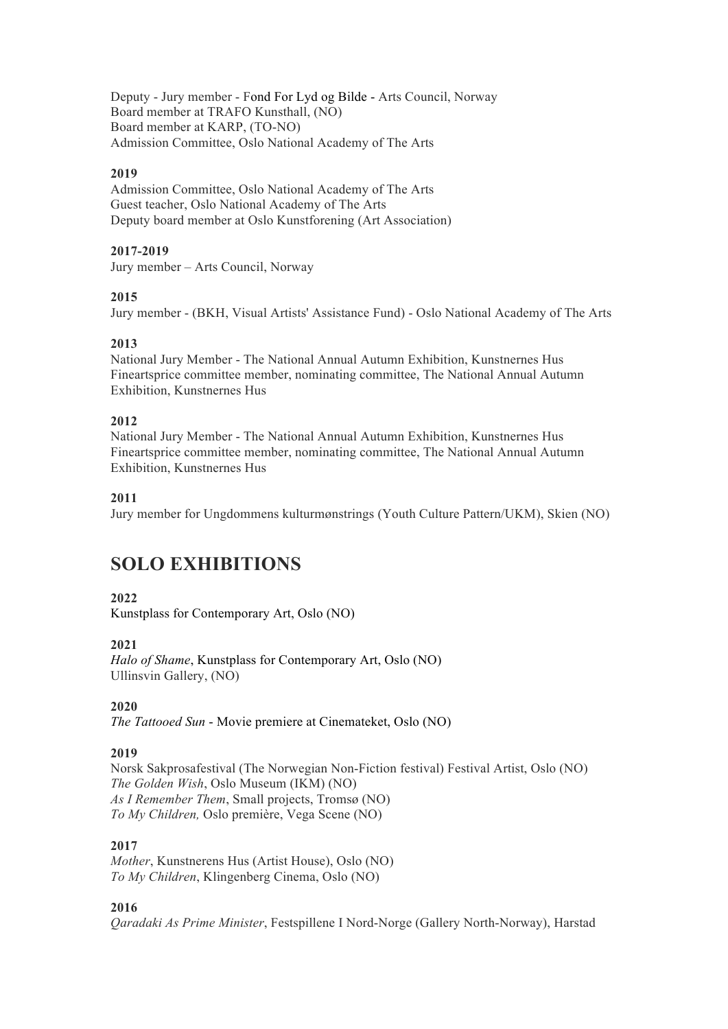Deputy - Jury member - Fond For Lyd og Bilde - Arts Council, Norway
Board member at TRAFO Kunsthall, (NO)
Board member at KARP, (TO-NO)
Admission Committee, Oslo National Academy of The Arts

**2019**
Admission Committee, Oslo National Academy of The Arts
Guest teacher, Oslo National Academy of The Arts
Deputy board member at Oslo Kunstforening (Art Association)

**2017-2019**
Jury member – Arts Council, Norway

**2015**
Jury member - (BKH, Visual Artists' Assistance Fund) - Oslo National Academy of The Arts

**2013**
National Jury Member - The National Annual Autumn Exhibition, Kunstnernes Hus
Fineartsprice committee member, nominating committee, The National Annual Autumn Exhibition, Kunstnernes Hus

**2012**
National Jury Member - The National Annual Autumn Exhibition, Kunstnernes Hus
Fineartsprice committee member, nominating committee, The National Annual Autumn Exhibition, Kunstnernes Hus

**2011**
Jury member for Ungdommens kulturmønstrings (Youth Culture Pattern/UKM), Skien (NO)

# SOLO EXHIBITIONS

**2022**
Kunstplass for Contemporary Art, Oslo (NO)

**2021**
*Halo of Shame*, Kunstplass for Contemporary Art, Oslo (NO)
Ullinsvin Gallery, (NO)

**2020**
*The Tattooed Sun* - Movie premiere at Cinemateket, Oslo (NO)

**2019**
Norsk Sakprosafestival (The Norwegian Non-Fiction festival) Festival Artist, Oslo (NO)
*The Golden Wish*, Oslo Museum (IKM) (NO)
*As I Remember Them*, Small projects, Tromsø (NO)
*To My Children,* Oslo première, Vega Scene (NO)

**2017**
*Mother*, Kunstnerens Hus (Artist House), Oslo (NO)
*To My Children*, Klingenberg Cinema, Oslo (NO)

**2016**
*Qaradaki As Prime Minister*, Festspillene I Nord-Norge (Gallery North-Norway), Harstad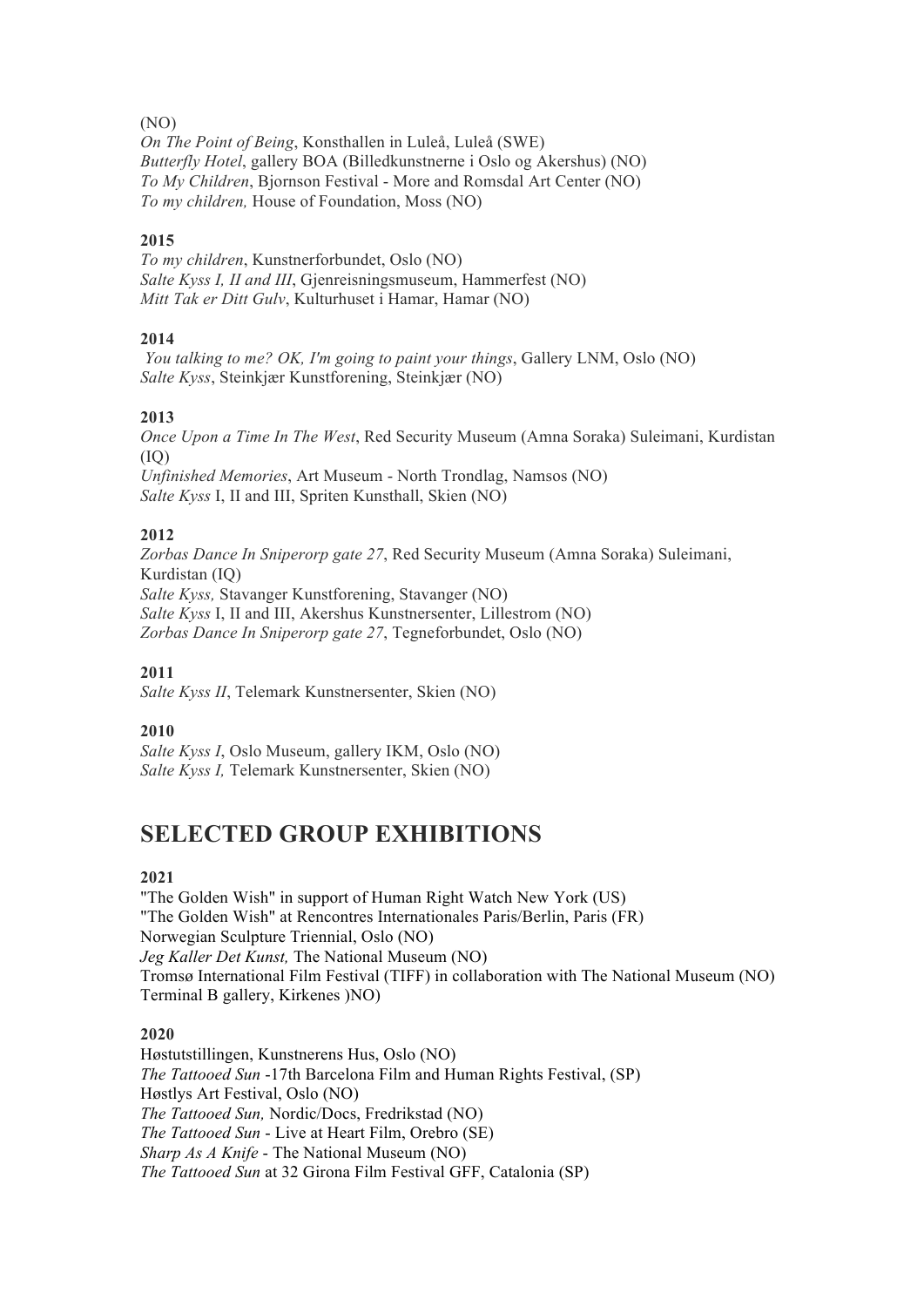(NO)
*On The Point of Being*, Konsthallen in Luleå, Luleå (SWE)
*Butterfly Hotel*, gallery BOA (Billedkunstnerne i Oslo og Akershus) (NO)
*To My Children*, Bjornson Festival - More and Romsdal Art Center (NO)
*To my children,* House of Foundation, Moss (NO)

**2015**

*To my children*, Kunstnerforbundet, Oslo (NO)
*Salte Kyss I, II and III*, Gjenreisningsmuseum, Hammerfest (NO)
*Mitt Tak er Ditt Gulv*, Kulturhuset i Hamar, Hamar (NO)

**2014**

*You talking to me? OK, I'm going to paint your things*, Gallery LNM, Oslo (NO)
*Salte Kyss*, Steinkjær Kunstforening, Steinkjær (NO)

**2013**

*Once Upon a Time In The West*, Red Security Museum (Amna Soraka) Suleimani, Kurdistan (IQ)
*Unfinished Memories*, Art Museum - North Trondlag, Namsos (NO)
*Salte Kyss* I, II and III, Spriten Kunsthall, Skien (NO)

**2012**

*Zorbas Dance In Sniperorp gate 27*, Red Security Museum (Amna Soraka) Suleimani, Kurdistan (IQ)
*Salte Kyss,* Stavanger Kunstforening, Stavanger (NO)
*Salte Kyss* I, II and III, Akershus Kunstnersenter, Lillestrom (NO)
*Zorbas Dance In Sniperorp gate 27*, Tegneforbundet, Oslo (NO)

**2011**

*Salte Kyss II*, Telemark Kunstnersenter, Skien (NO)

**2010**

*Salte Kyss I*, Oslo Museum, gallery IKM, Oslo (NO)
*Salte Kyss I,* Telemark Kunstnersenter, Skien (NO)

## SELECTED GROUP EXHIBITIONS

**2021**

"The Golden Wish" in support of Human Right Watch New York (US)
"The Golden Wish" at Rencontres Internationales Paris/Berlin, Paris (FR)
Norwegian Sculpture Triennial, Oslo (NO)
*Jeg Kaller Det Kunst,* The National Museum (NO)
Tromsø International Film Festival (TIFF) in collaboration with The National Museum (NO)
Terminal B gallery, Kirkenes )NO)

**2020**

Høstutstillingen, Kunstnerens Hus, Oslo (NO)
*The Tattooed Sun* -17th Barcelona Film and Human Rights Festival, (SP)
Høstlys Art Festival, Oslo (NO)
*The Tattooed Sun,* Nordic/Docs, Fredrikstad (NO)
*The Tattooed Sun* - Live at Heart Film, Orebro (SE)
*Sharp As A Knife* - The National Museum (NO)
*The Tattooed Sun* at 32 Girona Film Festival GFF, Catalonia (SP)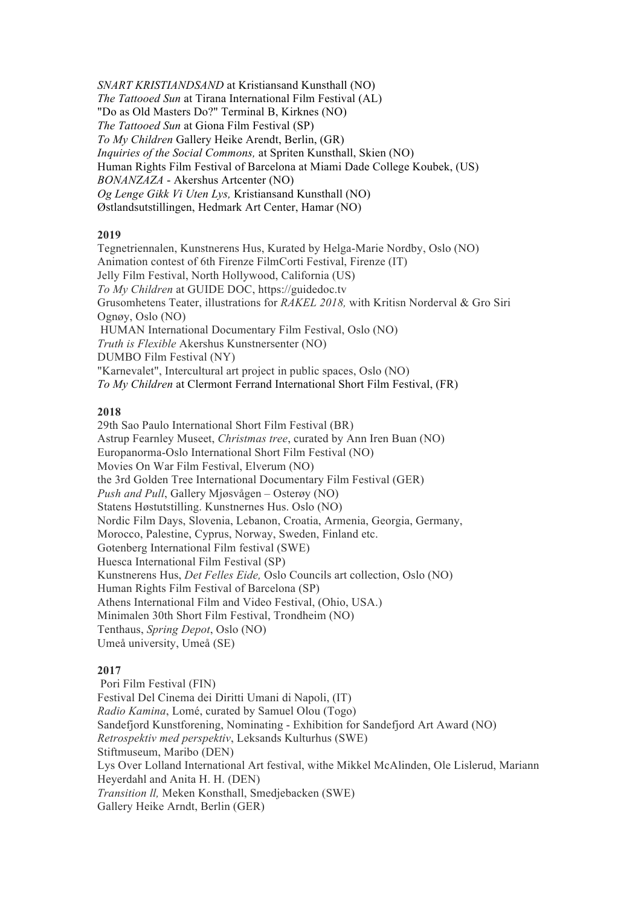*SNART KRISTIANDSAND* at Kristiansand Kunsthall (NO)
*The Tattooed Sun* at Tirana International Film Festival (AL)
"Do as Old Masters Do?" Terminal B, Kirknes (NO)
*The Tattooed Sun* at Giona Film Festival (SP)
*To My Children* Gallery Heike Arendt, Berlin, (GR)
*Inquiries of the Social Commons,* at Spriten Kunsthall, Skien (NO)
Human Rights Film Festival of Barcelona at Miami Dade College Koubek, (US)
*BONANZAZA* - Akershus Artcenter (NO)
*Og Lenge Gikk Vi Uten Lys,* Kristiansand Kunsthall (NO)
Østlandsutstillingen, Hedmark Art Center, Hamar (NO)

**2019**

Tegnetriennalen, Kunstnerens Hus, Kurated by Helga-Marie Nordby, Oslo (NO)
Animation contest of 6th Firenze FilmCorti Festival, Firenze (IT)
Jelly Film Festival, North Hollywood, California (US)
*To My Children* at GUIDE DOC, https://guidedoc.tv
Grusomhetens Teater, illustrations for *RAKEL 2018,* with Kritisn Norderval & Gro Siri Ognøy, Oslo (NO)
HUMAN International Documentary Film Festival, Oslo (NO)
*Truth is Flexible* Akershus Kunstnersenter (NO)
DUMBO Film Festival (NY)
"Karnevalet", Intercultural art project in public spaces, Oslo (NO)
*To My Children* at Clermont Ferrand International Short Film Festival, (FR)

**2018**

29th Sao Paulo International Short Film Festival (BR)
Astrup Fearnley Museet, *Christmas tree*, curated by Ann Iren Buan (NO)
Europanorma-Oslo International Short Film Festival (NO)
Movies On War Film Festival, Elverum (NO)
the 3rd Golden Tree International Documentary Film Festival (GER)
*Push and Pull*, Gallery Mjøsvågen – Osterøy (NO)
Statens Høstutstilling. Kunstnernes Hus. Oslo (NO)
Nordic Film Days, Slovenia, Lebanon, Croatia, Armenia, Georgia, Germany, Morocco, Palestine, Cyprus, Norway, Sweden, Finland etc.
Gotenberg International Film festival (SWE)
Huesca International Film Festival (SP)
Kunstnerens Hus, *Det Felles Eide,* Oslo Councils art collection, Oslo (NO)
Human Rights Film Festival of Barcelona (SP)
Athens International Film and Video Festival, (Ohio, USA.)
Minimalen 30th Short Film Festival, Trondheim (NO)
Tenthaus, *Spring Depot*, Oslo (NO)
Umeå university, Umeå (SE)

**2017**

Pori Film Festival (FIN)
Festival Del Cinema dei Diritti Umani di Napoli, (IT)
*Radio Kamina*, Lomé, curated by Samuel Olou (Togo)
Sandefjord Kunstforening, Nominating - Exhibition for Sandefjord Art Award (NO)
*Retrospektiv med perspektiv*, Leksands Kulturhus (SWE)
Stiftmuseum, Maribo (DEN)
Lys Over Lolland International Art festival, withe Mikkel McAlinden, Ole Lislerud, Mariann Heyerdahl and Anita H. H. (DEN)
*Transition ll,* Meken Konsthall, Smedjebacken (SWE)
Gallery Heike Arndt, Berlin (GER)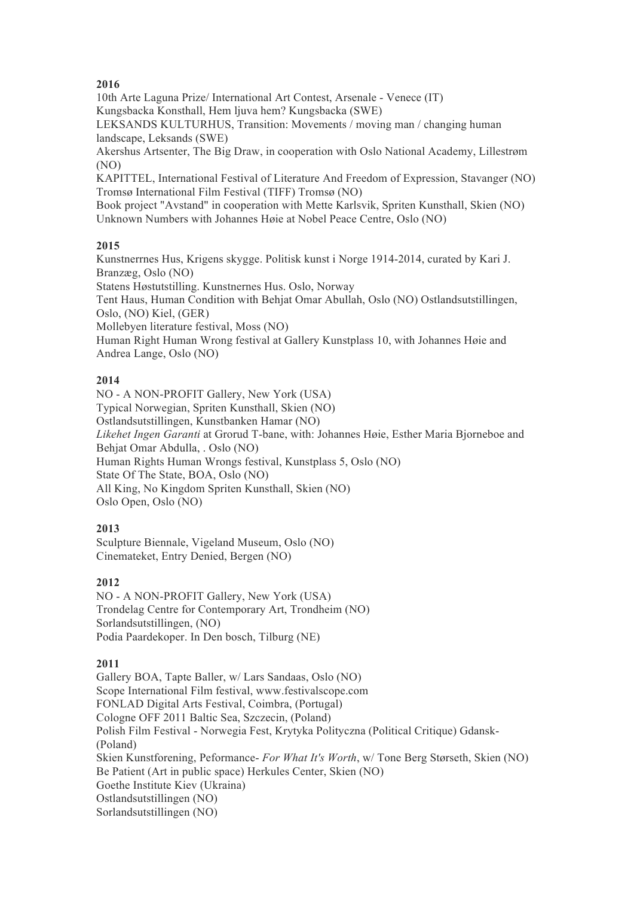**2016**

10th Arte Laguna Prize/ International Art Contest, Arsenale - Venece (IT)
Kungsbacka Konsthall, Hem ljuva hem? Kungsbacka (SWE)
LEKSANDS KULTURHUS, Transition: Movements / moving man / changing human landscape, Leksands (SWE)
Akershus Artsenter, The Big Draw, in cooperation with Oslo National Academy, Lillestrøm (NO)
KAPITTEL, International Festival of Literature And Freedom of Expression, Stavanger (NO)
Tromsø International Film Festival (TIFF) Tromsø (NO)
Book project "Avstand" in cooperation with Mette Karlsvik, Spriten Kunsthall, Skien (NO)
Unknown Numbers with Johannes Høie at Nobel Peace Centre, Oslo (NO)

**2015**

Kunstnerrnes Hus, Krigens skygge. Politisk kunst i Norge 1914-2014, curated by Kari J. Branzæg, Oslo (NO)
Statens Høstutstilling. Kunstnernes Hus. Oslo, Norway
Tent Haus, Human Condition with Behjat Omar Abullah, Oslo (NO) Ostlandsutstillingen, Oslo, (NO) Kiel, (GER)
Mollebyen literature festival, Moss (NO)
Human Right Human Wrong festival at Gallery Kunstplass 10, with Johannes Høie and Andrea Lange, Oslo (NO)

**2014**

NO - A NON-PROFIT Gallery, New York (USA)
Typical Norwegian, Spriten Kunsthall, Skien (NO)
Ostlandsutstillingen, Kunstbanken Hamar (NO)
*Likehet Ingen Garanti* at Grorud T-bane, with: Johannes Høie, Esther Maria Bjorneboe and Behjat Omar Abdulla, . Oslo (NO)
Human Rights Human Wrongs festival, Kunstplass 5, Oslo (NO)
State Of The State, BOA, Oslo (NO)
All King, No Kingdom Spriten Kunsthall, Skien (NO)
Oslo Open, Oslo (NO)

**2013**

Sculpture Biennale, Vigeland Museum, Oslo (NO)
Cinemateket, Entry Denied, Bergen (NO)

**2012**

NO - A NON-PROFIT Gallery, New York (USA)
Trondelag Centre for Contemporary Art, Trondheim (NO)
Sorlandsutstillingen, (NO)
Podia Paardekoper. In Den bosch, Tilburg (NE)

**2011**

Gallery BOA, Tapte Baller, w/ Lars Sandaas, Oslo (NO)
Scope International Film festival, www.festivalscope.com
FONLAD Digital Arts Festival, Coimbra, (Portugal)
Cologne OFF 2011 Baltic Sea, Szczecin, (Poland)
Polish Film Festival - Norwegia Fest, Krytyka Polityczna (Political Critique) Gdansk- (Poland)
Skien Kunstforening, Peformance- *For What It's Worth*, w/ Tone Berg Størseth, Skien (NO)
Be Patient (Art in public space) Herkules Center, Skien (NO)
Goethe Institute Kiev (Ukraina)
Ostlandsutstillingen (NO)
Sorlandsutstillingen (NO)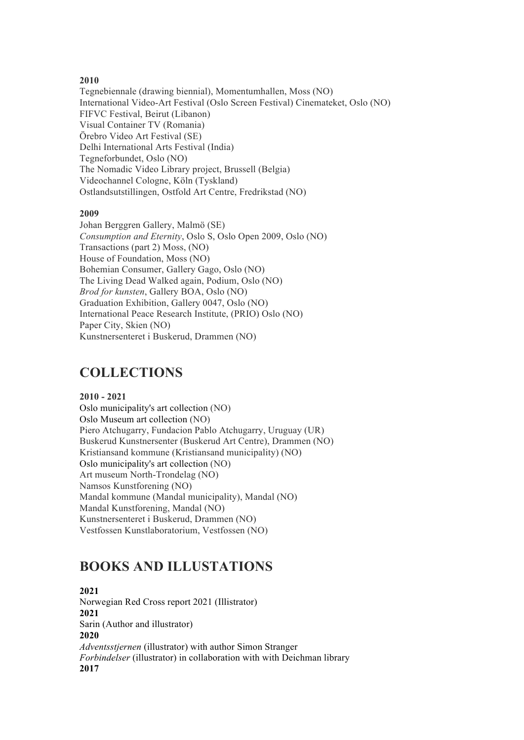**2010**

Tegnebiennale (drawing biennial), Momentumhallen, Moss (NO)
International Video-Art Festival (Oslo Screen Festival) Cinemateket, Oslo (NO)
FIFVC Festival, Beirut (Libanon)
Visual Container TV (Romania)
Örebro Video Art Festival (SE)
Delhi International Arts Festival (India)
Tegneforbundet, Oslo (NO)
The Nomadic Video Library project, Brussell (Belgia)
Videochannel Cologne, Köln (Tyskland)
Ostlandsutstillingen, Ostfold Art Centre, Fredrikstad (NO)

**2009**

Johan Berggren Gallery, Malmö (SE)
*Consumption and Eternity*, Oslo S, Oslo Open 2009, Oslo (NO)
Transactions (part 2) Moss, (NO)
House of Foundation, Moss (NO)
Bohemian Consumer, Gallery Gago, Oslo (NO)
The Living Dead Walked again, Podium, Oslo (NO)
*Brod for kunsten*, Gallery BOA, Oslo (NO)
Graduation Exhibition, Gallery 0047, Oslo (NO)
International Peace Research Institute, (PRIO) Oslo (NO)
Paper City, Skien (NO)
Kunstnersenteret i Buskerud, Drammen (NO)

# COLLECTIONS

**2010 - 2021**

Oslo municipality's art collection (NO)
Oslo Museum art collection (NO)
Piero Atchugarry, Fundacion Pablo Atchugarry, Uruguay (UR)
Buskerud Kunstnersenter (Buskerud Art Centre), Drammen (NO)
Kristiansand kommune (Kristiansand municipality) (NO)
Oslo municipality's art collection (NO)
Art museum North-Trondelag (NO)
Namsos Kunstforening (NO)
Mandal kommune (Mandal municipality), Mandal (NO)
Mandal Kunstforening, Mandal (NO)
Kunstnersenteret i Buskerud, Drammen (NO)
Vestfossen Kunstlaboratorium, Vestfossen (NO)

# BOOKS AND ILLUSTATIONS

**2021**
Norwegian Red Cross report 2021 (Illistrator)
**2021**
Sarin (Author and illustrator)
**2020**
*Adventsstjernen* (illustrator) with author Simon Stranger
*Forbindelser* (illustrator) in collaboration with with Deichman library
**2017**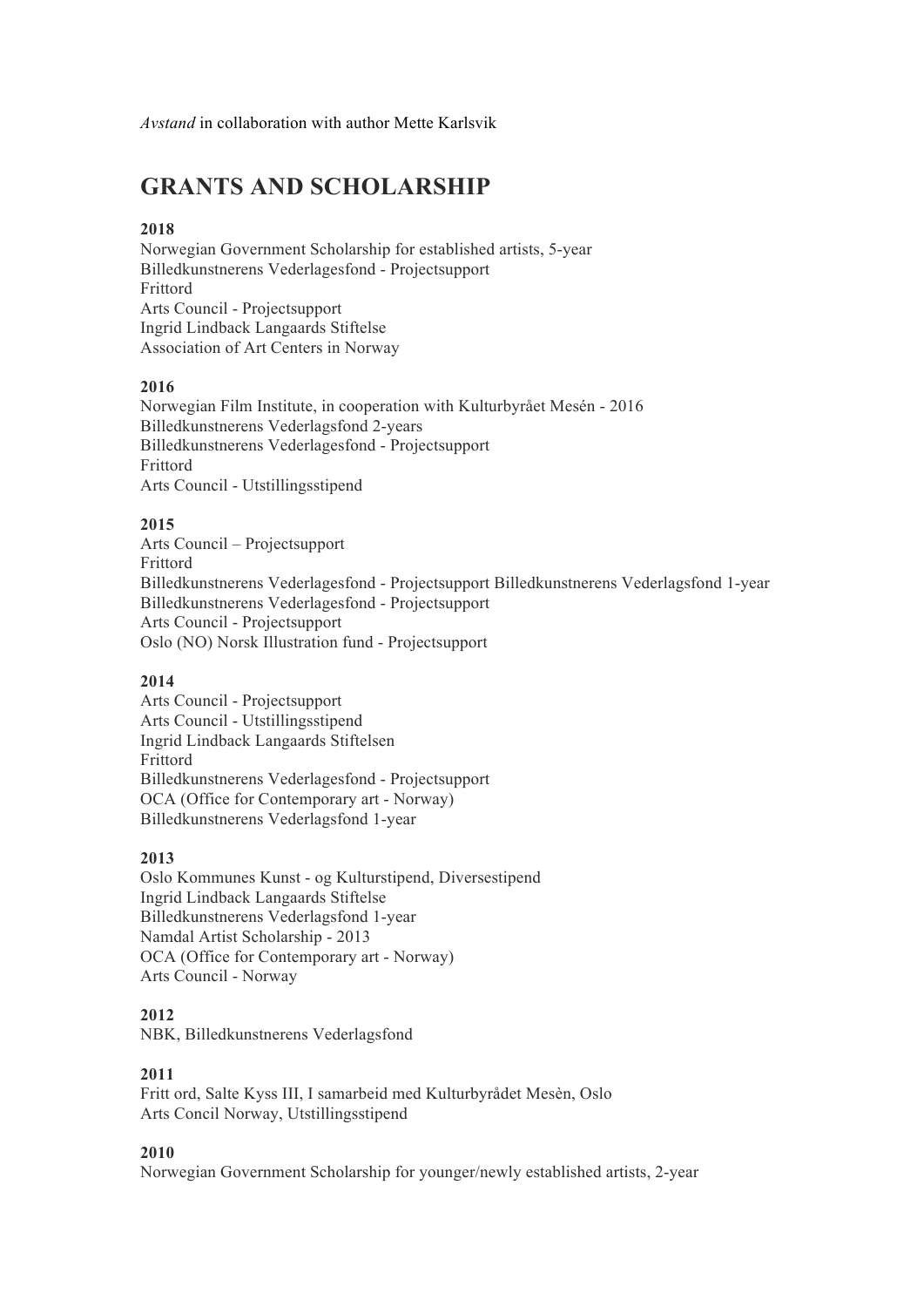*Avstand* in collaboration with author Mette Karlsvik

## GRANTS AND SCHOLARSHIP

**2018**
Norwegian Government Scholarship for established artists, 5-year
Billedkunstnerens Vederlagesfond - Projectsupport
Frittord
Arts Council - Projectsupport
Ingrid Lindback Langaards Stiftelse
Association of Art Centers in Norway

**2016**
Norwegian Film Institute, in cooperation with Kulturbyrået Mesén - 2016
Billedkunstnerens Vederlagsfond 2-years
Billedkunstnerens Vederlagesfond - Projectsupport
Frittord
Arts Council - Utstillingsstipend

**2015**
Arts Council – Projectsupport
Frittord
Billedkunstnerens Vederlagesfond - Projectsupport Billedkunstnerens Vederlagsfond 1-year
Billedkunstnerens Vederlagesfond - Projectsupport
Arts Council - Projectsupport
Oslo (NO) Norsk Illustration fund - Projectsupport

**2014**
Arts Council - Projectsupport
Arts Council - Utstillingsstipend
Ingrid Lindback Langaards Stiftelsen
Frittord
Billedkunstnerens Vederlagesfond - Projectsupport
OCA (Office for Contemporary art - Norway)
Billedkunstnerens Vederlagsfond 1-year

**2013**
Oslo Kommunes Kunst - og Kulturstipend, Diversestipend
Ingrid Lindback Langaards Stiftelse
Billedkunstnerens Vederlagsfond 1-year
Namdal Artist Scholarship - 2013
OCA (Office for Contemporary art - Norway)
Arts Council - Norway

**2012**
NBK, Billedkunstnerens Vederlagsfond

**2011**
Fritt ord, Salte Kyss III, I samarbeid med Kulturbyrådet Mesèn, Oslo
Arts Concil Norway, Utstillingsstipend

**2010**
Norwegian Government Scholarship for younger/newly established artists, 2-year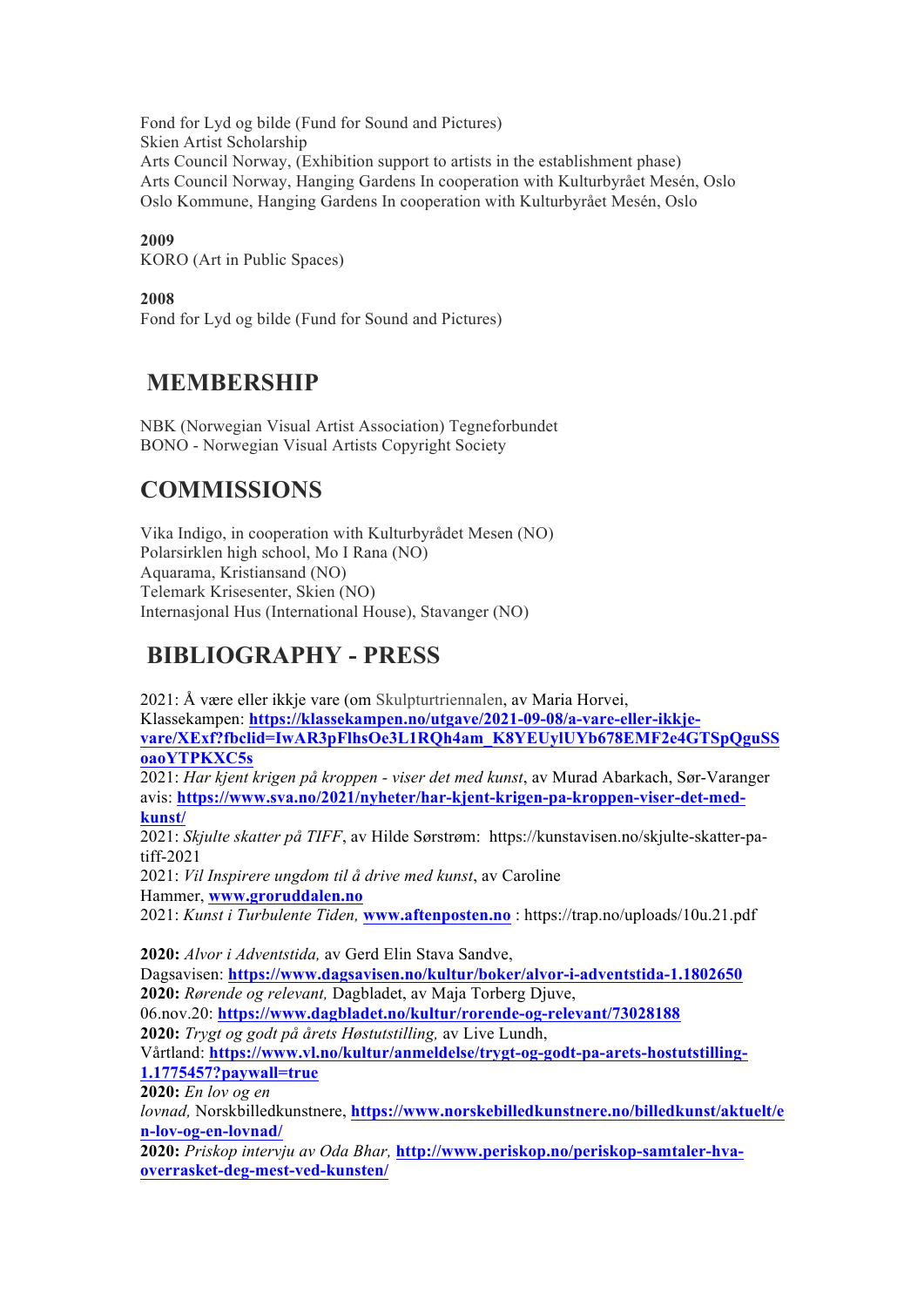Fond for Lyd og bilde (Fund for Sound and Pictures)
Skien Artist Scholarship
Arts Council Norway, (Exhibition support to artists in the establishment phase)
Arts Council Norway, Hanging Gardens In cooperation with Kulturbyrået Mesén, Oslo
Oslo Kommune, Hanging Gardens In cooperation with Kulturbyrået Mesén, Oslo

**2009**
KORO (Art in Public Spaces)

**2008**
Fond for Lyd og bilde (Fund for Sound and Pictures)

## MEMBERSHIP

NBK (Norwegian Visual Artist Association) Tegneforbundet
BONO - Norwegian Visual Artists Copyright Society

## COMMISSIONS

Vika Indigo, in cooperation with Kulturbyrådet Mesen (NO)
Polarsirklen high school, Mo I Rana (NO)
Aquarama, Kristiansand (NO)
Telemark Krisesenter, Skien (NO)
Internasjonal Hus (International House), Stavanger (NO)

## BIBLIOGRAPHY - PRESS

2021: Å være eller ikkje vare (om Skulpturtriennalen, av Maria Horvei, Klassekampen: **https://klassekampen.no/utgave/2021-09-08/a-vare-eller-ikkje-vare/XExf?fbclid=IwAR3pFlhsOe3L1RQh4am_K8YEUylUYb678EMF2e4GTSpQguSSoaoYTPKXC5s**
2021: *Har kjent krigen på kroppen - viser det med kunst*, av Murad Abarkach, Sør-Varanger avis: **https://www.sva.no/2021/nyheter/har-kjent-krigen-pa-kroppen-viser-det-med-kunst/**
2021: *Skjulte skatter på TIFF*, av Hilde Sørstrøm: https://kunstavisen.no/skjulte-skatter-pa-tiff-2021
2021: *Vil Inspirere ungdom til å drive med kunst*, av Caroline Hammer, **www.groruddalen.no**
2021: *Kunst i Turbulente Tiden,* **www.aftenposten.no** : https://trap.no/uploads/10u.21.pdf

**2020:** *Alvor i Adventstida,* av Gerd Elin Stava Sandve, Dagsavisen: **https://www.dagsavisen.no/kultur/boker/alvor-i-adventstida-1.1802650**
**2020:** *Rørende og relevant,* Dagbladet, av Maja Torberg Djuve, 06.nov.20: **https://www.dagbladet.no/kultur/rorende-og-relevant/73028188**
**2020:** *Trygt og godt på årets Høstutstilling,* av Live Lundh, Vårtland: **https://www.vl.no/kultur/anmeldelse/trygt-og-godt-pa-arets-hostutstilling-1.1775457?paywall=true**
**2020:** *En lov og en lovnad,* Norskbilledkunstnere, **https://www.norskebilledkunstnere.no/billedkunst/aktuelt/en-lov-og-en-lovnad/**
**2020:** *Priskop intervju av Oda Bhar,* **http://www.periskop.no/periskop-samtaler-hva-overrasket-deg-mest-ved-kunsten/**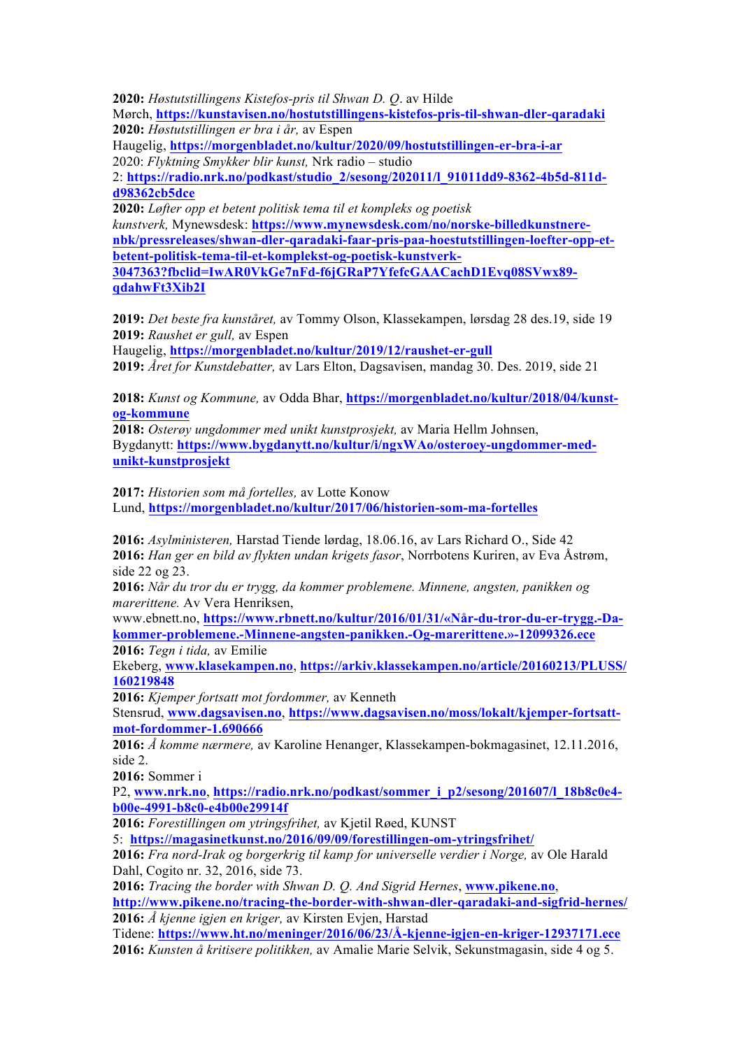**2020:** *Høstutstillingens Kistefos-pris til Shwan D. Q*. av Hilde Mørch, **https://kunstavisen.no/hostutstillingens-kistefos-pris-til-shwan-dler-qaradaki**
**2020:** *Høstutstillingen er bra i år,* av Espen Haugelig, **https://morgenbladet.no/kultur/2020/09/hostutstillingen-er-bra-i-ar**
2020: *Flyktning Smykker blir kunst,* Nrk radio – studio 2: **https://radio.nrk.no/podkast/studio_2/sesong/202011/l_91011dd9-8362-4b5d-811d-d98362cb5dce**
**2020:** *Løfter opp et betent politisk tema til et kompleks og poetisk kunstverk,* Mynewsdesk: **https://www.mynewsdesk.com/no/norske-billedkunstnere-nbk/pressreleases/shwan-dler-qaradaki-faar-pris-paa-hoestutstillingen-loefter-opp-et-betent-politisk-tema-til-et-komplekst-og-poetisk-kunstverk-3047363?fbclid=IwAR0VkGe7nFd-f6jGRaP7YfefcGAACachD1Evq08SVwx89-qdahwFt3Xib2I**

**2019:** *Det beste fra kunståret,* av Tommy Olson, Klassekampen, lørsdag 28 des.19, side 19
**2019:** *Raushet er gull,* av Espen Haugelig, **https://morgenbladet.no/kultur/2019/12/raushet-er-gull**
**2019:** *Året for Kunstdebatter,* av Lars Elton, Dagsavisen, mandag 30. Des. 2019, side 21

**2018:** *Kunst og Kommune,* av Odda Bhar, **https://morgenbladet.no/kultur/2018/04/kunst-og-kommune**
**2018:** *Osterøy ungdommer med unikt kunstprosjekt,* av Maria Hellm Johnsen, Bygdanytt: **https://www.bygdanytt.no/kultur/i/ngxWAo/osteroey-ungdommer-med-unikt-kunstprosjekt**

**2017:** *Historien som må fortelles,* av Lotte Konow Lund, **https://morgenbladet.no/kultur/2017/06/historien-som-ma-fortelles**

**2016:** *Asylministeren,* Harstad Tiende lørdag, 18.06.16, av Lars Richard O., Side 42
**2016:** *Han ger en bild av flykten undan krigets fasor*, Norrbotens Kuriren, av Eva Åstrøm, side 22 og 23.
**2016:** *Når du tror du er trygg, da kommer problemene. Minnene, angsten, panikken og marerittene.* Av Vera Henriksen, www.ebnett.no, **https://www.rbnett.no/kultur/2016/01/31/«Når-du-tror-du-er-trygg.-Da-kommer-problemene.-Minnene-angsten-panikken.-Og-marerittene.»-12099326.ece**
**2016:** *Tegn i tida,* av Emilie Ekeberg, **www.klasekampen.no**, **https://arkiv.klassekampen.no/article/20160213/PLUSS/160219848**
**2016:** *Kjemper fortsatt mot fordommer,* av Kenneth Stensrud, **www.dagsavisen.no**, **https://www.dagsavisen.no/moss/lokalt/kjemper-fortsatt-mot-fordommer-1.690666**
**2016:** *Å komme nærmere,* av Karoline Henanger, Klassekampen-bokmagasinet, 12.11.2016, side 2.
**2016:** Sommer i P2, **www.nrk.no**, **https://radio.nrk.no/podkast/sommer_i_p2/sesong/201607/l_18b8c0e4-b00e-4991-b8c0-e4b00e29914f**
**2016:** *Forestillingen om ytringsfrihet,* av Kjetil Røed, KUNST 5: **https://magasinetkunst.no/2016/09/09/forestillingen-om-ytringsfrihet/**
**2016:** *Fra nord-Irak og borgerkrig til kamp for universelle verdier i Norge,* av Ole Harald Dahl, Cogito nr. 32, 2016, side 73.
**2016:** *Tracing the border with Shwan D. Q. And Sigrid Hernes*, **www.pikene.no**, **http://www.pikene.no/tracing-the-border-with-shwan-dler-qaradaki-and-sigfrid-hernes/**
**2016:** *Å kjenne igjen en kriger,* av Kirsten Evjen, Harstad Tidene: **https://www.ht.no/meninger/2016/06/23/Å-kjenne-igjen-en-kriger-12937171.ece**
**2016:** *Kunsten å kritisere politikken,* av Amalie Marie Selvik, Sekunstmagasin, side 4 og 5.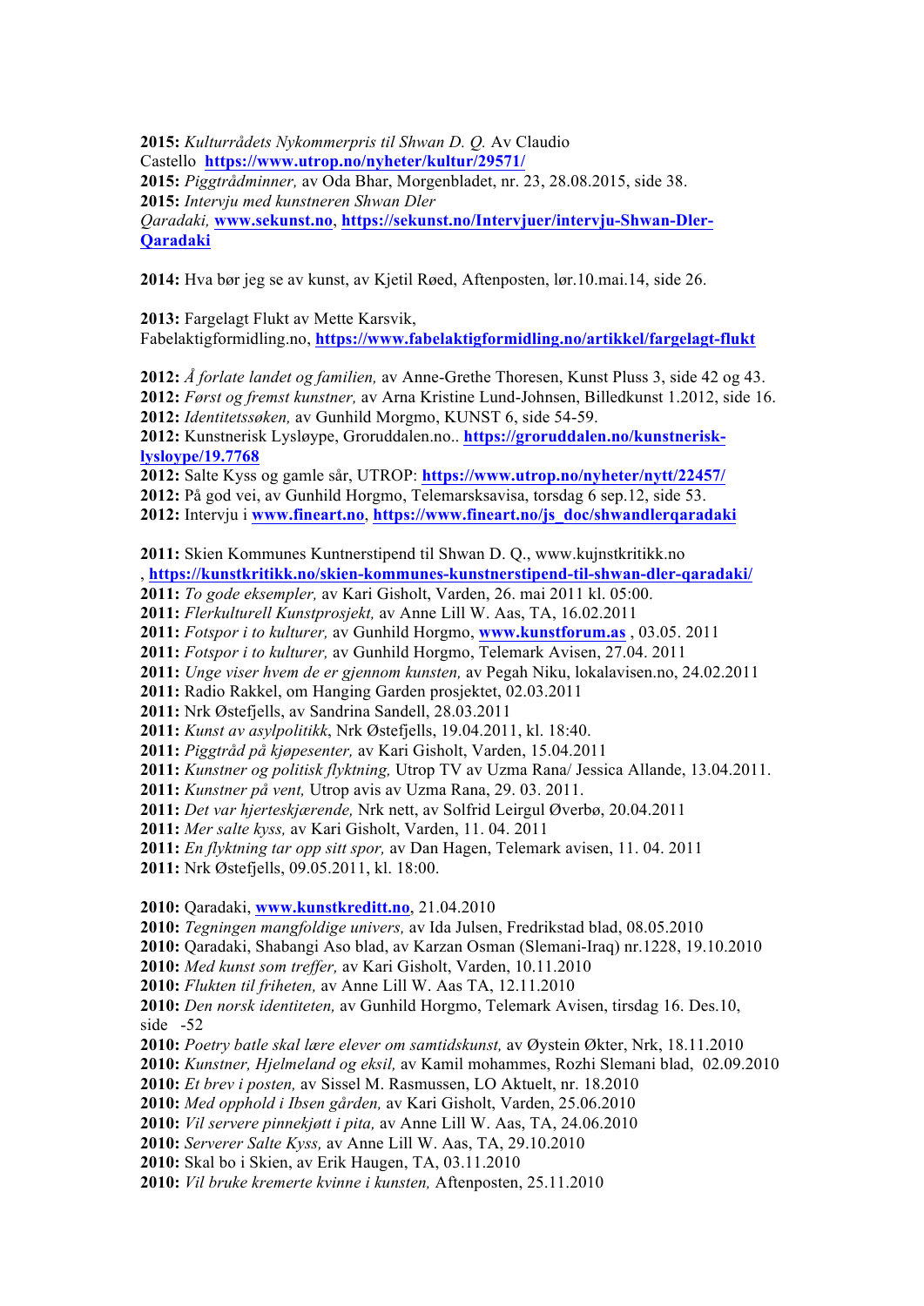**2015:** *Kulturrådets Nykommerpris til Shwan D. Q.* Av Claudio Castello **https://www.utrop.no/nyheter/kultur/29571/**
**2015:** *Piggtrådminner,* av Oda Bhar, Morgenbladet, nr. 23, 28.08.2015, side 38.
**2015:** *Intervju med kunstneren Shwan Dler Qaradaki,* **www.sekunst.no**, **https://sekunst.no/Intervjuer/intervju-Shwan-Dler-Qaradaki**

**2014:** Hva bør jeg se av kunst, av Kjetil Røed, Aftenposten, lør.10.mai.14, side 26.

**2013:** Fargelagt Flukt av Mette Karsvik, Fabelaktigformidling.no, **https://www.fabelaktigformidling.no/artikkel/fargelagt-flukt**

**2012:** *Å forlate landet og familien,* av Anne-Grethe Thoresen, Kunst Pluss 3, side 42 og 43.
**2012:** *Først og fremst kunstner,* av Arna Kristine Lund-Johnsen, Billedkunst 1.2012, side 16.
**2012:** *Identitetssøken,* av Gunhild Morgmo, KUNST 6, side 54-59.
**2012:** Kunstnerisk Lysløype, Groruddalen.no.. **https://groruddalen.no/kunstnerisk-lysloype/19.7768**
**2012:** Salte Kyss og gamle sår, UTROP: **https://www.utrop.no/nyheter/nytt/22457/**
**2012:** På god vei, av Gunhild Horgmo, Telemarksavisa, torsdag 6 sep.12, side 53.
**2012:** Intervju i **www.fineart.no**, **https://www.fineart.no/js_doc/shwandlerqaradaki**

**2011:** Skien Kommunes Kuntnerstipend til Shwan D. Q., www.kujnstkritikk.no , **https://kunstkritikk.no/skien-kommunes-kunstnerstipend-til-shwan-dler-qaradaki/**
**2011:** *To gode eksempler,* av Kari Gisholt, Varden, 26. mai 2011 kl. 05:00.
**2011:** *Flerkulturell Kunstprosjekt,* av Anne Lill W. Aas, TA, 16.02.2011
**2011:** *Fotspor i to kulturer,* av Gunhild Horgmo, **www.kunstforum.as** , 03.05. 2011
**2011:** *Fotspor i to kulturer,* av Gunhild Horgmo, Telemark Avisen, 27.04. 2011
**2011:** *Unge viser hvem de er gjennom kunsten,* av Pegah Niku, lokalavisen.no, 24.02.2011
**2011:** Radio Rakkel, om Hanging Garden prosjektet, 02.03.2011
**2011:** Nrk Østefjells, av Sandrina Sandell, 28.03.2011
**2011:** *Kunst av asylpolitikk*, Nrk Østefjells, 19.04.2011, kl. 18:40.
**2011:** *Piggtråd på kjøpesenter,* av Kari Gisholt, Varden, 15.04.2011
**2011:** *Kunstner og politisk flyktning,* Utrop TV av Uzma Rana/ Jessica Allande, 13.04.2011.
**2011:** *Kunstner på vent,* Utrop avis av Uzma Rana, 29. 03. 2011.
**2011:** *Det var hjerteskjærende,* Nrk nett, av Solfrid Leirgul Øverbø, 20.04.2011
**2011:** *Mer salte kyss,* av Kari Gisholt, Varden, 11. 04. 2011
**2011:** *En flyktning tar opp sitt spor,* av Dan Hagen, Telemark avisen, 11. 04. 2011
**2011:** Nrk Østefjells, 09.05.2011, kl. 18:00.

**2010:** Qaradaki, **www.kunstkreditt.no**, 21.04.2010
**2010:** *Tegningen mangfoldige univers,* av Ida Julsen, Fredrikstad blad, 08.05.2010
**2010:** Qaradaki, Shabangi Aso blad, av Karzan Osman (Slemani-Iraq) nr.1228, 19.10.2010
**2010:** *Med kunst som treffer,* av Kari Gisholt, Varden, 10.11.2010
**2010:** *Flukten til friheten,* av Anne Lill W. Aas TA, 12.11.2010
**2010:** *Den norsk identiteten,* av Gunhild Horgmo, Telemark Avisen, tirsdag 16. Des.10, side -52
**2010:** *Poetry batle skal lære elever om samtidskunst,* av Øystein Økter, Nrk, 18.11.2010
**2010:** *Kunstner, Hjelmeland og eksil,* av Kamil mohammes, Rozhi Slemani blad, 02.09.2010
**2010:** *Et brev i posten,* av Sissel M. Rasmussen, LO Aktuelt, nr. 18.2010
**2010:** *Med opphold i Ibsen gården,* av Kari Gisholt, Varden, 25.06.2010
**2010:** *Vil servere pinnekjøtt i pita,* av Anne Lill W. Aas, TA, 24.06.2010
**2010:** *Serverer Salte Kyss,* av Anne Lill W. Aas, TA, 29.10.2010
**2010:** Skal bo i Skien, av Erik Haugen, TA, 03.11.2010
**2010:** *Vil bruke kremerte kvinne i kunsten,* Aftenposten, 25.11.2010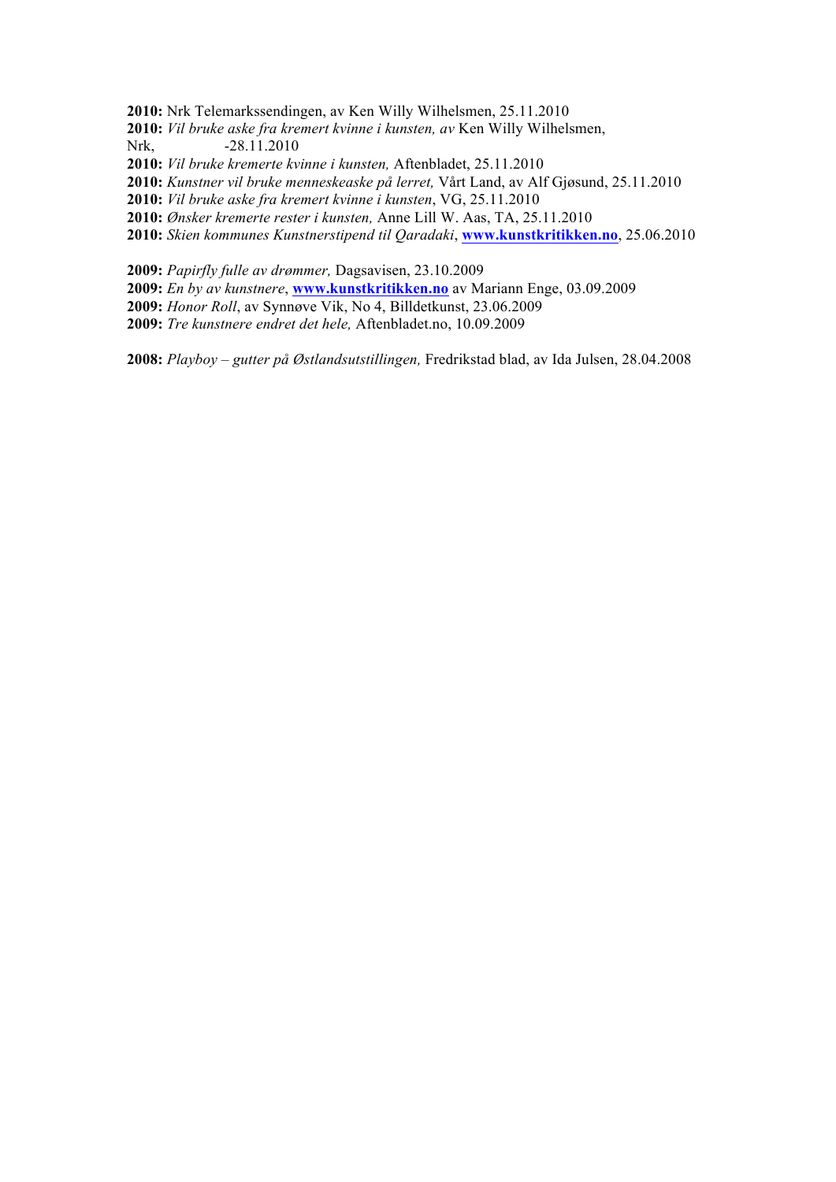**2010:** Nrk Telemarkssendingen, av Ken Willy Wilhelmsen, 25.11.2010
**2010:** *Vil bruke aske fra kremert kvinne i kunsten, av* Ken Willy Wilhelmsen, Nrk, -28.11.2010
**2010:** *Vil bruke kremerte kvinne i kunsten,* Aftenbladet, 25.11.2010
**2010:** *Kunstner vil bruke menneskeaske på lerret,* Vårt Land, av Alf Gjøsund, 25.11.2010
**2010:** *Vil bruke aske fra kremert kvinne i kunsten*, VG, 25.11.2010
**2010:** *Ønsker kremerte rester i kunsten,* Anne Lill W. Aas, TA, 25.11.2010
**2010:** *Skien kommunes Kunstnerstipend til Qaradaki*, **www.kunstkritikken.no**, 25.06.2010

**2009:** *Papirfly fulle av drømmer,* Dagsavisen, 23.10.2009
**2009:** *En by av kunstnere*, **www.kunstkritikken.no** av Mariann Enge, 03.09.2009
**2009:** *Honor Roll*, av Synnøve Vik, No 4, Billdetkunst, 23.06.2009
**2009:** *Tre kunstnere endret det hele,* Aftenbladet.no, 10.09.2009

**2008:** *Playboy – gutter på Østlandsutstillingen,* Fredrikstad blad, av Ida Julsen, 28.04.2008